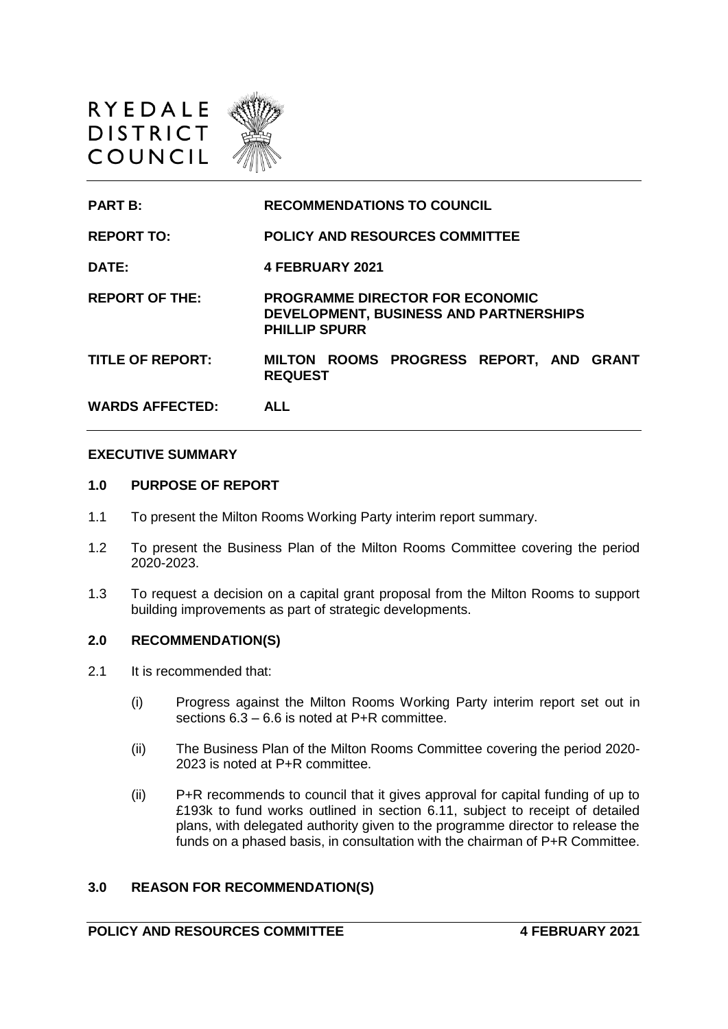RYEDALE
DISTRICT
COUNCIL

| | |
|---|---|
| **PART B:** | **RECOMMENDATIONS TO COUNCIL** |
| **REPORT TO:** | **POLICY AND RESOURCES COMMITTEE** |
| **DATE:** | **4 FEBRUARY 2021** |
| **REPORT OF THE:** | **PROGRAMME DIRECTOR FOR ECONOMIC DEVELOPMENT, BUSINESS AND PARTNERSHIPS PHILLIP SPURR** |
| **TITLE OF REPORT:** | **MILTON ROOMS PROGRESS REPORT, AND GRANT REQUEST** |
| **WARDS AFFECTED:** | **ALL** |

**EXECUTIVE SUMMARY**

**1.0 PURPOSE OF REPORT**

1.1 To present the Milton Rooms Working Party interim report summary.

1.2 To present the Business Plan of the Milton Rooms Committee covering the period 2020-2023.

1.3 To request a decision on a capital grant proposal from the Milton Rooms to support building improvements as part of strategic developments.

**2.0 RECOMMENDATION(S)**

2.1 It is recommended that:

(i) Progress against the Milton Rooms Working Party interim report set out in sections 6.3 – 6.6 is noted at P+R committee.

(ii) The Business Plan of the Milton Rooms Committee covering the period 2020-2023 is noted at P+R committee.

(ii) P+R recommends to council that it gives approval for capital funding of up to £193k to fund works outlined in section 6.11, subject to receipt of detailed plans, with delegated authority given to the programme director to release the funds on a phased basis, in consultation with the chairman of P+R Committee.

**3.0 REASON FOR RECOMMENDATION(S)**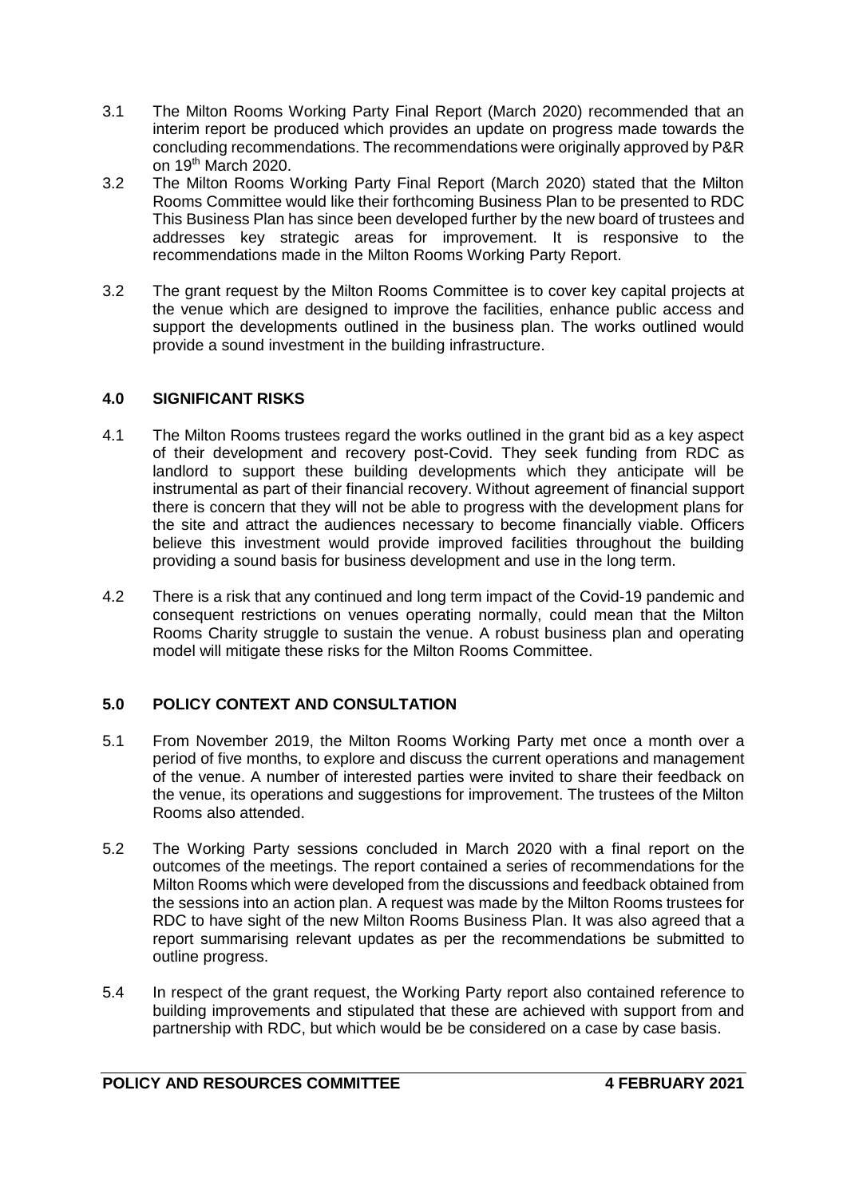3.1 The Milton Rooms Working Party Final Report (March 2020) recommended that an interim report be produced which provides an update on progress made towards the concluding recommendations. The recommendations were originally approved by P&R on 19th March 2020.

3.2 The Milton Rooms Working Party Final Report (March 2020) stated that the Milton Rooms Committee would like their forthcoming Business Plan to be presented to RDC This Business Plan has since been developed further by the new board of trustees and addresses key strategic areas for improvement. It is responsive to the recommendations made in the Milton Rooms Working Party Report.

3.2 The grant request by the Milton Rooms Committee is to cover key capital projects at the venue which are designed to improve the facilities, enhance public access and support the developments outlined in the business plan. The works outlined would provide a sound investment in the building infrastructure.

## 4.0 SIGNIFICANT RISKS

4.1 The Milton Rooms trustees regard the works outlined in the grant bid as a key aspect of their development and recovery post-Covid. They seek funding from RDC as landlord to support these building developments which they anticipate will be instrumental as part of their financial recovery. Without agreement of financial support there is concern that they will not be able to progress with the development plans for the site and attract the audiences necessary to become financially viable. Officers believe this investment would provide improved facilities throughout the building providing a sound basis for business development and use in the long term.

4.2 There is a risk that any continued and long term impact of the Covid-19 pandemic and consequent restrictions on venues operating normally, could mean that the Milton Rooms Charity struggle to sustain the venue. A robust business plan and operating model will mitigate these risks for the Milton Rooms Committee.

## 5.0 POLICY CONTEXT AND CONSULTATION

5.1 From November 2019, the Milton Rooms Working Party met once a month over a period of five months, to explore and discuss the current operations and management of the venue. A number of interested parties were invited to share their feedback on the venue, its operations and suggestions for improvement. The trustees of the Milton Rooms also attended.

5.2 The Working Party sessions concluded in March 2020 with a final report on the outcomes of the meetings. The report contained a series of recommendations for the Milton Rooms which were developed from the discussions and feedback obtained from the sessions into an action plan. A request was made by the Milton Rooms trustees for RDC to have sight of the new Milton Rooms Business Plan. It was also agreed that a report summarising relevant updates as per the recommendations be submitted to outline progress.

5.4 In respect of the grant request, the Working Party report also contained reference to building improvements and stipulated that these are achieved with support from and partnership with RDC, but which would be be considered on a case by case basis.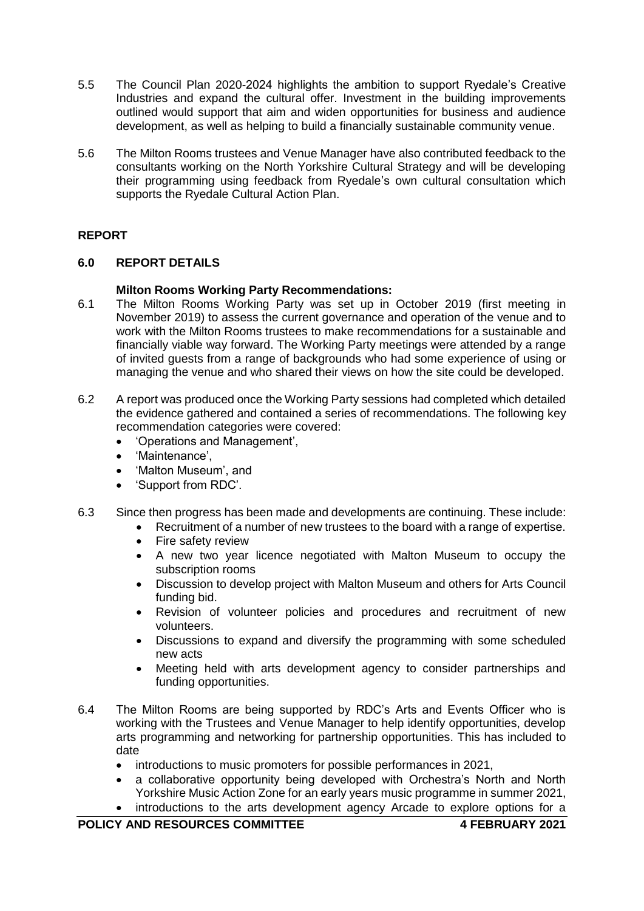5.5 The Council Plan 2020-2024 highlights the ambition to support Ryedale's Creative Industries and expand the cultural offer. Investment in the building improvements outlined would support that aim and widen opportunities for business and audience development, as well as helping to build a financially sustainable community venue.

5.6 The Milton Rooms trustees and Venue Manager have also contributed feedback to the consultants working on the North Yorkshire Cultural Strategy and will be developing their programming using feedback from Ryedale's own cultural consultation which supports the Ryedale Cultural Action Plan.

## REPORT

### 6.0 REPORT DETAILS

**Milton Rooms Working Party Recommendations:**

6.1 The Milton Rooms Working Party was set up in October 2019 (first meeting in November 2019) to assess the current governance and operation of the venue and to work with the Milton Rooms trustees to make recommendations for a sustainable and financially viable way forward. The Working Party meetings were attended by a range of invited guests from a range of backgrounds who had some experience of using or managing the venue and who shared their views on how the site could be developed.

6.2 A report was produced once the Working Party sessions had completed which detailed the evidence gathered and contained a series of recommendations. The following key recommendation categories were covered:

- 'Operations and Management',
- 'Maintenance',
- 'Malton Museum', and
- 'Support from RDC'.

6.3 Since then progress has been made and developments are continuing. These include:

- Recruitment of a number of new trustees to the board with a range of expertise.
- Fire safety review
- A new two year licence negotiated with Malton Museum to occupy the subscription rooms
- Discussion to develop project with Malton Museum and others for Arts Council funding bid.
- Revision of volunteer policies and procedures and recruitment of new volunteers.
- Discussions to expand and diversify the programming with some scheduled new acts
- Meeting held with arts development agency to consider partnerships and funding opportunities.

6.4 The Milton Rooms are being supported by RDC's Arts and Events Officer who is working with the Trustees and Venue Manager to help identify opportunities, develop arts programming and networking for partnership opportunities. This has included to date

- introductions to music promoters for possible performances in 2021,
- a collaborative opportunity being developed with Orchestra's North and North Yorkshire Music Action Zone for an early years music programme in summer 2021,
- introductions to the arts development agency Arcade to explore options for a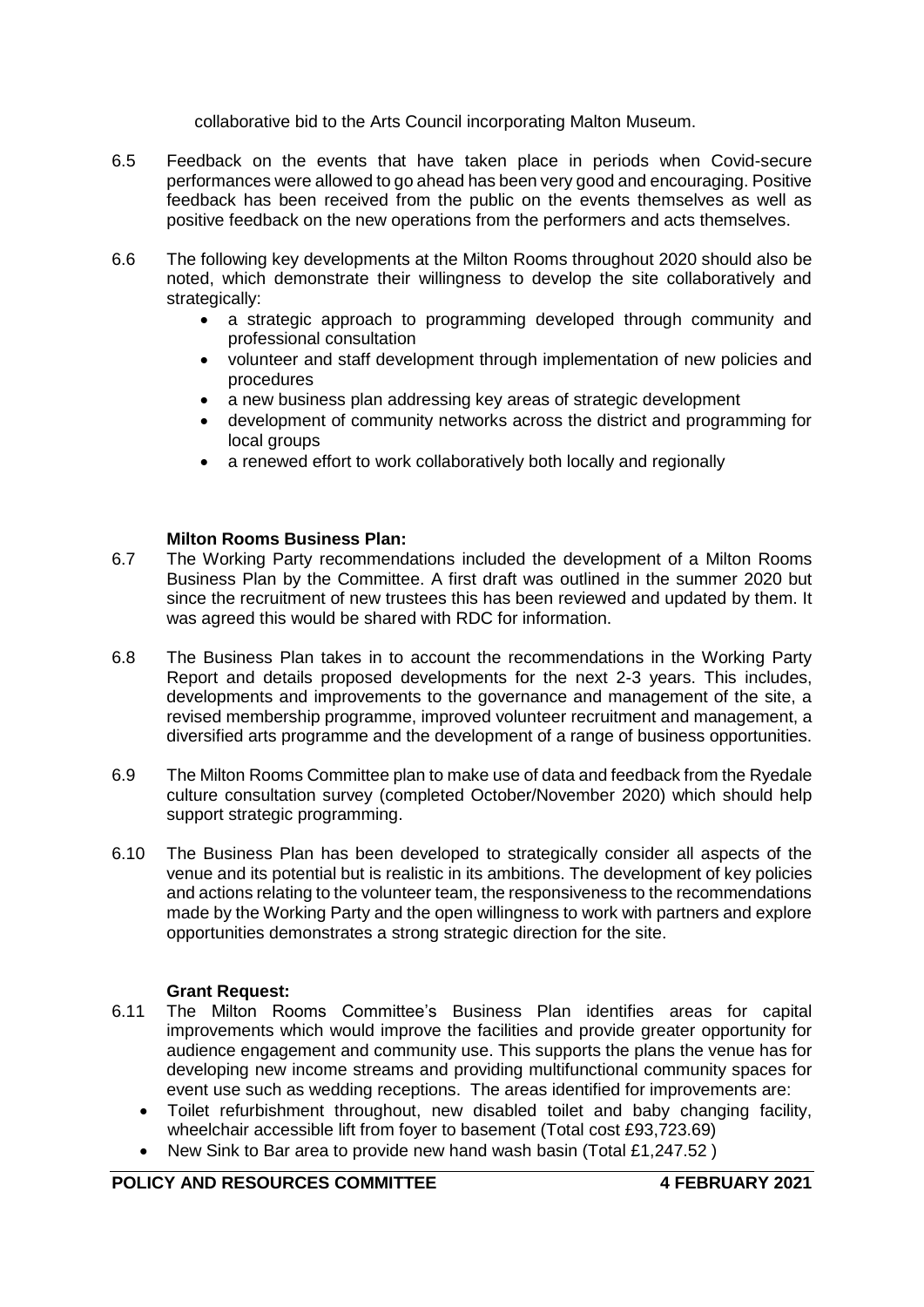collaborative bid to the Arts Council incorporating Malton Museum.

6.5 Feedback on the events that have taken place in periods when Covid-secure performances were allowed to go ahead has been very good and encouraging. Positive feedback has been received from the public on the events themselves as well as positive feedback on the new operations from the performers and acts themselves.

6.6 The following key developments at the Milton Rooms throughout 2020 should also be noted, which demonstrate their willingness to develop the site collaboratively and strategically:

- a strategic approach to programming developed through community and professional consultation
- volunteer and staff development through implementation of new policies and procedures
- a new business plan addressing key areas of strategic development
- development of community networks across the district and programming for local groups
- a renewed effort to work collaboratively both locally and regionally

**Milton Rooms Business Plan:**

6.7 The Working Party recommendations included the development of a Milton Rooms Business Plan by the Committee. A first draft was outlined in the summer 2020 but since the recruitment of new trustees this has been reviewed and updated by them. It was agreed this would be shared with RDC for information.

6.8 The Business Plan takes in to account the recommendations in the Working Party Report and details proposed developments for the next 2-3 years. This includes, developments and improvements to the governance and management of the site, a revised membership programme, improved volunteer recruitment and management, a diversified arts programme and the development of a range of business opportunities.

6.9 The Milton Rooms Committee plan to make use of data and feedback from the Ryedale culture consultation survey (completed October/November 2020) which should help support strategic programming.

6.10 The Business Plan has been developed to strategically consider all aspects of the venue and its potential but is realistic in its ambitions. The development of key policies and actions relating to the volunteer team, the responsiveness to the recommendations made by the Working Party and the open willingness to work with partners and explore opportunities demonstrates a strong strategic direction for the site.

**Grant Request:**

6.11 The Milton Rooms Committee's Business Plan identifies areas for capital improvements which would improve the facilities and provide greater opportunity for audience engagement and community use. This supports the plans the venue has for developing new income streams and providing multifunctional community spaces for event use such as wedding receptions. The areas identified for improvements are:

- Toilet refurbishment throughout, new disabled toilet and baby changing facility, wheelchair accessible lift from foyer to basement (Total cost £93,723.69)
- New Sink to Bar area to provide new hand wash basin (Total £1,247.52 )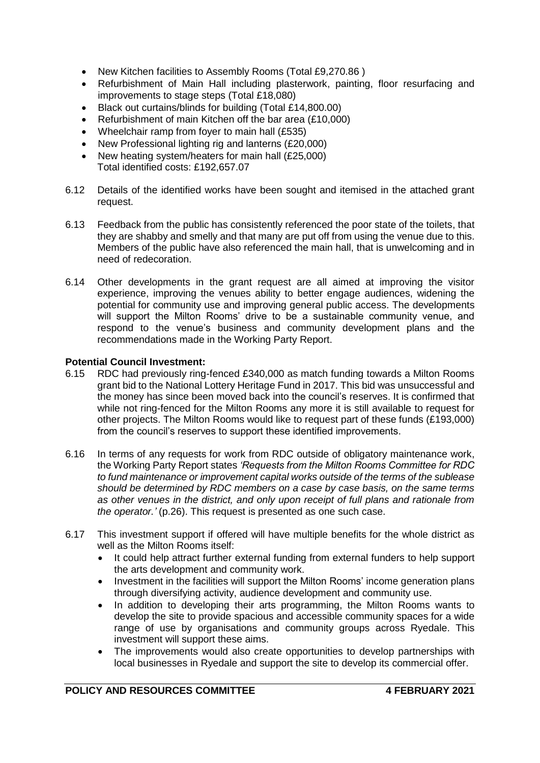- New Kitchen facilities to Assembly Rooms (Total £9,270.86 )
- Refurbishment of Main Hall including plasterwork, painting, floor resurfacing and improvements to stage steps (Total £18,080)
- Black out curtains/blinds for building (Total £14,800.00)
- Refurbishment of main Kitchen off the bar area (£10,000)
- Wheelchair ramp from foyer to main hall (£535)
- New Professional lighting rig and lanterns (£20,000)
- New heating system/heaters for main hall (£25,000)

Total identified costs: £192,657.07

6.12 Details of the identified works have been sought and itemised in the attached grant request.

6.13 Feedback from the public has consistently referenced the poor state of the toilets, that they are shabby and smelly and that many are put off from using the venue due to this. Members of the public have also referenced the main hall, that is unwelcoming and in need of redecoration.

6.14 Other developments in the grant request are all aimed at improving the visitor experience, improving the venues ability to better engage audiences, widening the potential for community use and improving general public access. The developments will support the Milton Rooms' drive to be a sustainable community venue, and respond to the venue's business and community development plans and the recommendations made in the Working Party Report.

**Potential Council Investment:**

6.15 RDC had previously ring-fenced £340,000 as match funding towards a Milton Rooms grant bid to the National Lottery Heritage Fund in 2017. This bid was unsuccessful and the money has since been moved back into the council's reserves. It is confirmed that while not ring-fenced for the Milton Rooms any more it is still available to request for other projects. The Milton Rooms would like to request part of these funds (£193,000) from the council's reserves to support these identified improvements.

6.16 In terms of any requests for work from RDC outside of obligatory maintenance work, the Working Party Report states *'Requests from the Milton Rooms Committee for RDC to fund maintenance or improvement capital works outside of the terms of the sublease should be determined by RDC members on a case by case basis, on the same terms as other venues in the district, and only upon receipt of full plans and rationale from the operator.'* (p.26). This request is presented as one such case.

6.17 This investment support if offered will have multiple benefits for the whole district as well as the Milton Rooms itself:

- It could help attract further external funding from external funders to help support the arts development and community work.
- Investment in the facilities will support the Milton Rooms' income generation plans through diversifying activity, audience development and community use.
- In addition to developing their arts programming, the Milton Rooms wants to develop the site to provide spacious and accessible community spaces for a wide range of use by organisations and community groups across Ryedale. This investment will support these aims.
- The improvements would also create opportunities to develop partnerships with local businesses in Ryedale and support the site to develop its commercial offer.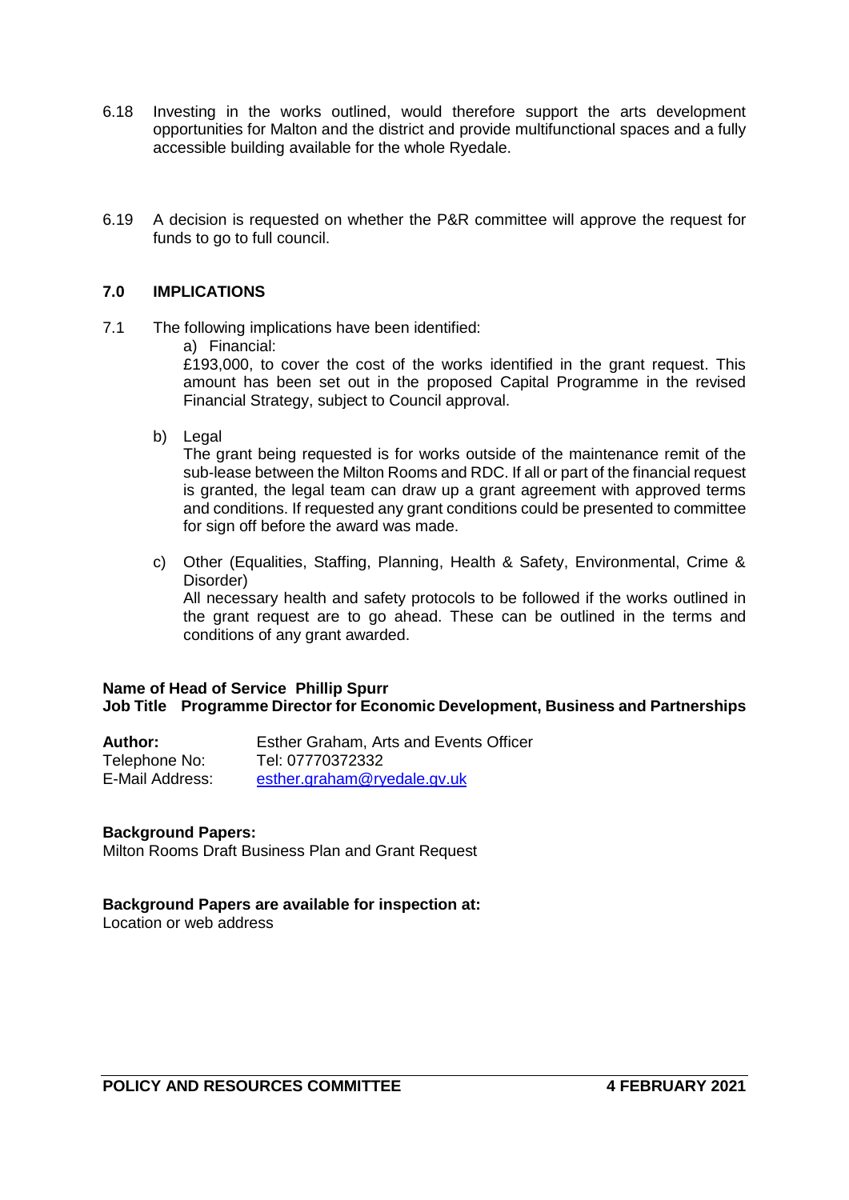6.18 Investing in the works outlined, would therefore support the arts development opportunities for Malton and the district and provide multifunctional spaces and a fully accessible building available for the whole Ryedale.

6.19 A decision is requested on whether the P&R committee will approve the request for funds to go to full council.

## 7.0 IMPLICATIONS

7.1 The following implications have been identified:

a) Financial:
£193,000, to cover the cost of the works identified in the grant request. This amount has been set out in the proposed Capital Programme in the revised Financial Strategy, subject to Council approval.

b) Legal
The grant being requested is for works outside of the maintenance remit of the sub-lease between the Milton Rooms and RDC. If all or part of the financial request is granted, the legal team can draw up a grant agreement with approved terms and conditions. If requested any grant conditions could be presented to committee for sign off before the award was made.

c) Other (Equalities, Staffing, Planning, Health & Safety, Environmental, Crime & Disorder)
All necessary health and safety protocols to be followed if the works outlined in the grant request are to go ahead. These can be outlined in the terms and conditions of any grant awarded.

**Name of Head of Service Phillip Spurr**
**Job Title Programme Director for Economic Development, Business and Partnerships**

**Author:** Esther Graham, Arts and Events Officer
Telephone No: Tel: 07770372332
E-Mail Address: esther.graham@ryedale.gv.uk

**Background Papers:**
Milton Rooms Draft Business Plan and Grant Request

**Background Papers are available for inspection at:**
Location or web address